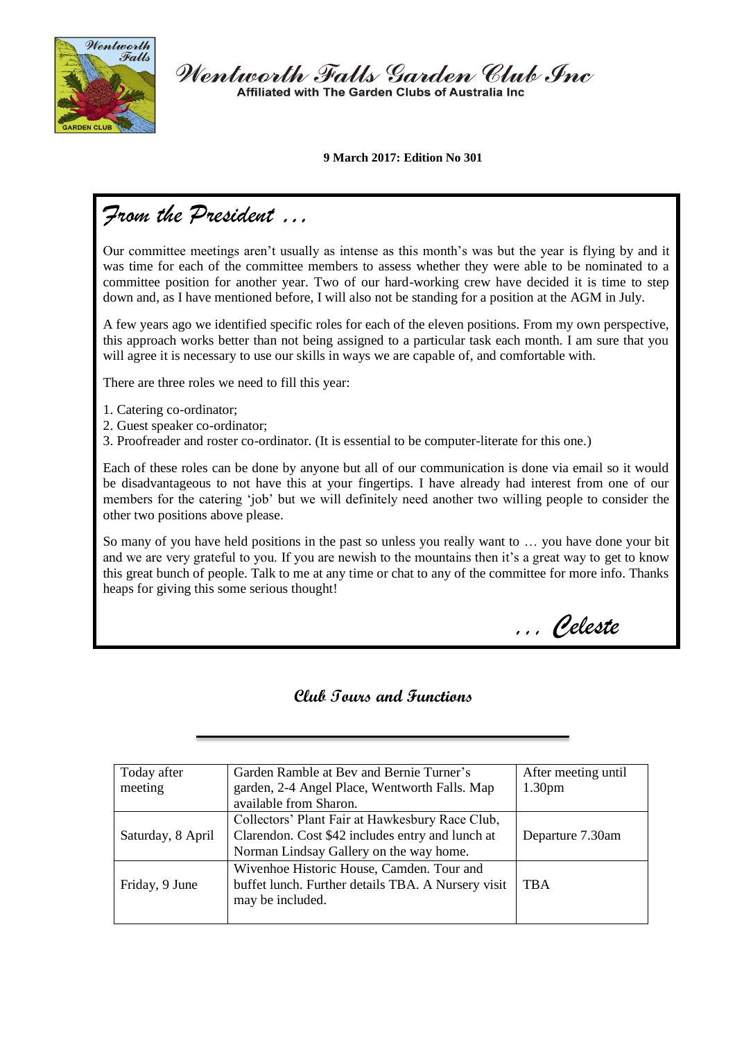# Wentworth Falls Garden Club Inc

Affiliated with The Garden Clubs of Australia Inc

**9 March 2017: Edition No 301**

## *From the President …*

Our committee meetings aren't usually as intense as this month's was but the year is flying by and it was time for each of the committee members to assess whether they were able to be nominated to a committee position for another year. Two of our hard-working crew have decided it is time to step down and, as I have mentioned before, I will also not be standing for a position at the AGM in July.

A few years ago we identified specific roles for each of the eleven positions. From my own perspective, this approach works better than not being assigned to a particular task each month. I am sure that you will agree it is necessary to use our skills in ways we are capable of, and comfortable with.

There are three roles we need to fill this year:

1. Catering co-ordinator;
2. Guest speaker co-ordinator;
3. Proofreader and roster co-ordinator. (It is essential to be computer-literate for this one.)

Each of these roles can be done by anyone but all of our communication is done via email so it would be disadvantageous to not have this at your fingertips. I have already had interest from one of our members for the catering 'job' but we will definitely need another two willing people to consider the other two positions above please.

So many of you have held positions in the past so unless you really want to … you have done your bit and we are very grateful to you. If you are newish to the mountains then it's a great way to get to know this great bunch of people. Talk to me at any time or chat to any of the committee for more info. Thanks heaps for giving this some serious thought!

*… Celeste*

## Club Tours and Functions

| | | |
|---|---|---|
| Today after meeting | Garden Ramble at Bev and Bernie Turner's garden, 2-4 Angel Place, Wentworth Falls. Map available from Sharon. | After meeting until 1.30pm |
| Saturday, 8 April | Collectors' Plant Fair at Hawkesbury Race Club, Clarendon. Cost $42 includes entry and lunch at Norman Lindsay Gallery on the way home. | Departure 7.30am |
| Friday, 9 June | Wivenhoe Historic House, Camden. Tour and buffet lunch. Further details TBA. A Nursery visit may be included. | TBA |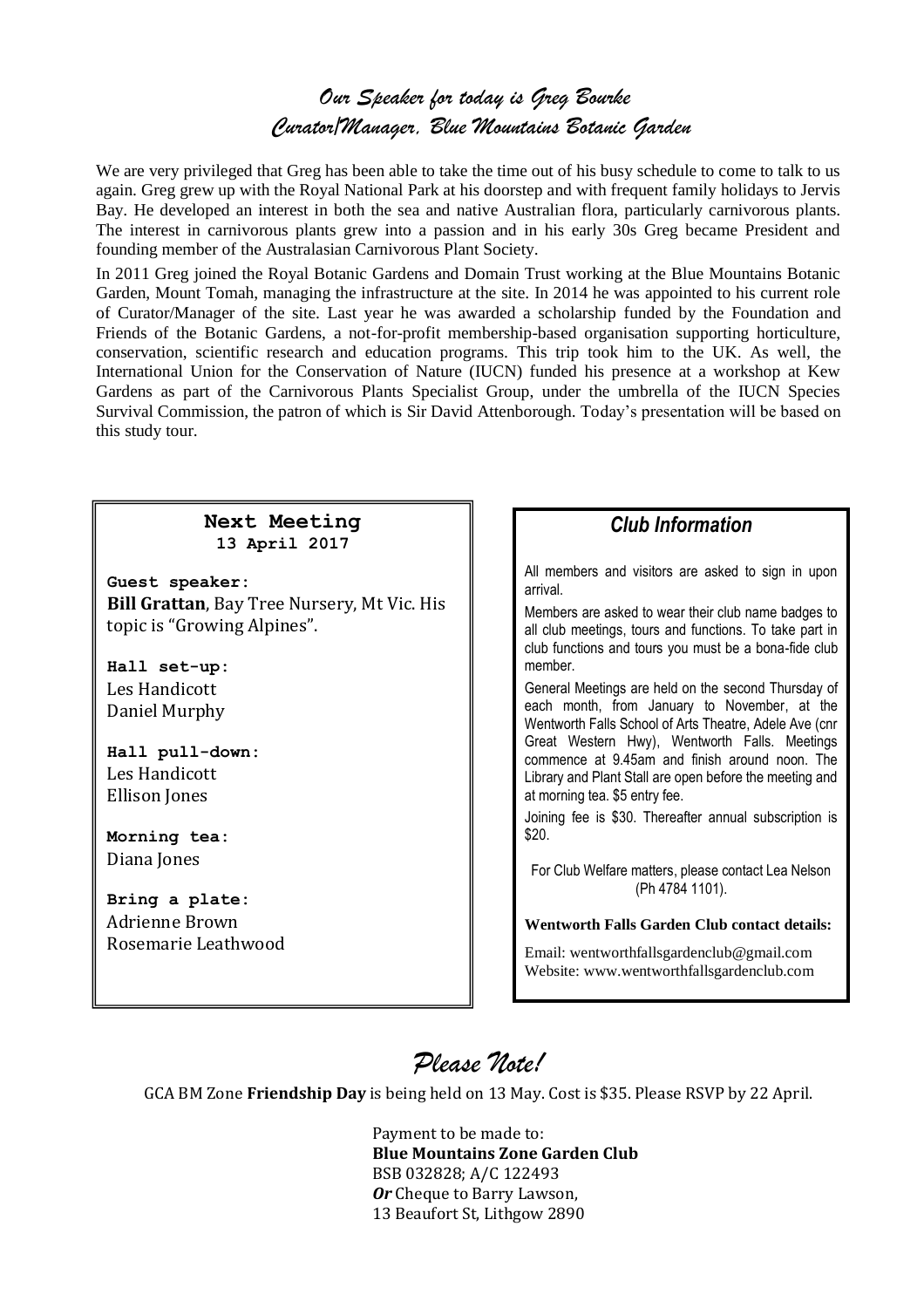## *Our Speaker for today is Greg Bourke*
## *Curator/Manager, Blue Mountains Botanic Garden*

We are very privileged that Greg has been able to take the time out of his busy schedule to come to talk to us again. Greg grew up with the Royal National Park at his doorstep and with frequent family holidays to Jervis Bay. He developed an interest in both the sea and native Australian flora, particularly carnivorous plants. The interest in carnivorous plants grew into a passion and in his early 30s Greg became President and founding member of the Australasian Carnivorous Plant Society.

In 2011 Greg joined the Royal Botanic Gardens and Domain Trust working at the Blue Mountains Botanic Garden, Mount Tomah, managing the infrastructure at the site. In 2014 he was appointed to his current role of Curator/Manager of the site. Last year he was awarded a scholarship funded by the Foundation and Friends of the Botanic Gardens, a not-for-profit membership-based organisation supporting horticulture, conservation, scientific research and education programs. This trip took him to the UK. As well, the International Union for the Conservation of Nature (IUCN) funded his presence at a workshop at Kew Gardens as part of the Carnivorous Plants Specialist Group, under the umbrella of the IUCN Species Survival Commission, the patron of which is Sir David Attenborough. Today's presentation will be based on this study tour.

### Next Meeting
**13 April 2017**

**Guest speaker:**
**Bill Grattan**, Bay Tree Nursery, Mt Vic. His topic is "Growing Alpines".

**Hall set-up:**
Les Handicott
Daniel Murphy

**Hall pull-down:**
Les Handicott
Ellison Jones

**Morning tea:**
Diana Jones

**Bring a plate:**
Adrienne Brown
Rosemarie Leathwood

### *Club Information*

All members and visitors are asked to sign in upon arrival.

Members are asked to wear their club name badges to all club meetings, tours and functions. To take part in club functions and tours you must be a bona-fide club member.

General Meetings are held on the second Thursday of each month, from January to November, at the Wentworth Falls School of Arts Theatre, Adele Ave (cnr Great Western Hwy), Wentworth Falls. Meetings commence at 9.45am and finish around noon. The Library and Plant Stall are open before the meeting and at morning tea. $5 entry fee.

Joining fee is $30. Thereafter annual subscription is $20.

For Club Welfare matters, please contact Lea Nelson (Ph 4784 1101).

**Wentworth Falls Garden Club contact details:**

Email: wentworthfallsgardenclub@gmail.com
Website: www.wentworthfallsgardenclub.com

## *Please Note!*

GCA BM Zone **Friendship Day** is being held on 13 May. Cost is $35. Please RSVP by 22 April.

Payment to be made to:
**Blue Mountains Zone Garden Club**
BSB 032828; A/C 122493
***Or*** Cheque to Barry Lawson,
13 Beaufort St, Lithgow 2890